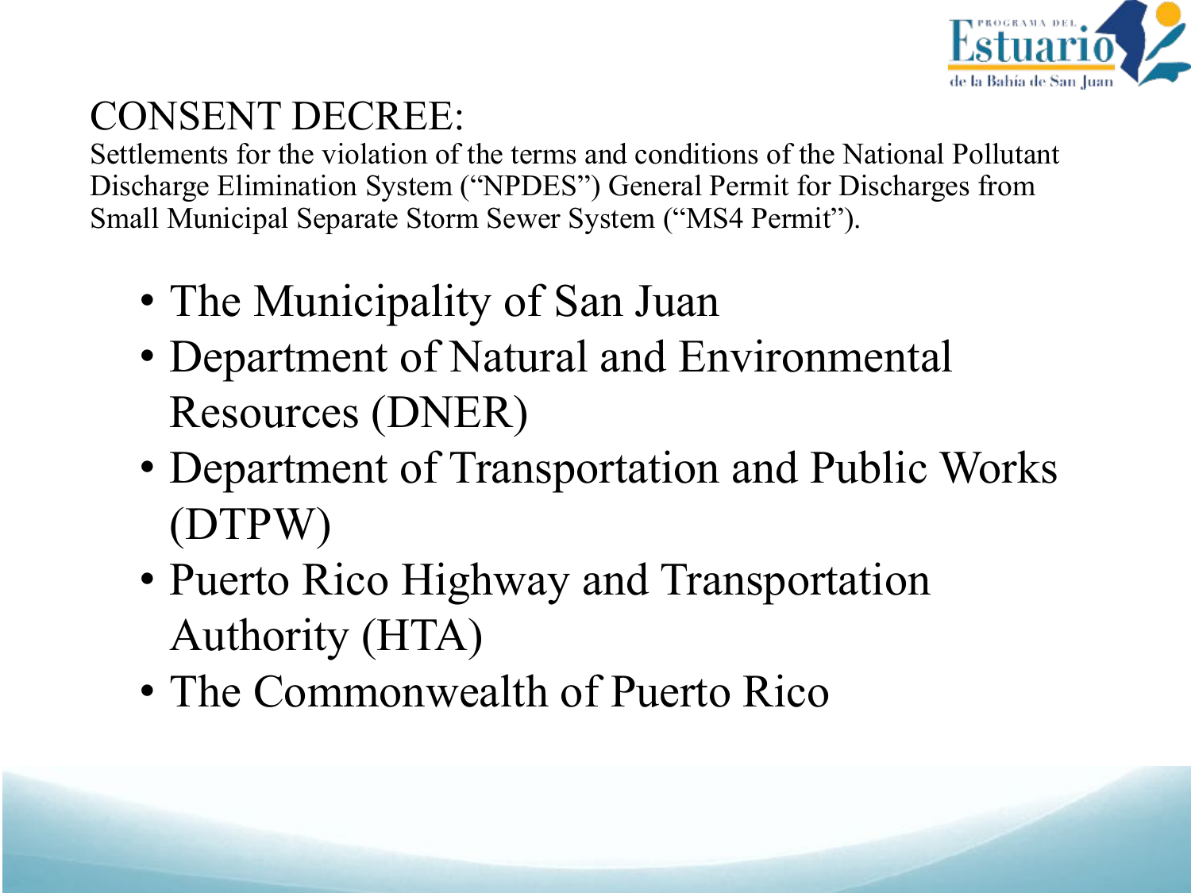# CONSENT DECREE:

Settlements for the violation of the terms and conditions of the National Pollutant Discharge Elimination System ("NPDES") General Permit for Discharges from Small Municipal Separate Storm Sewer System ("MS4 Permit").

- The Municipality of San Juan
- Department of Natural and Environmental Resources (DNER)
- Department of Transportation and Public Works (DTPW)
- Puerto Rico Highway and Transportation Authority (HTA)
- The Commonwealth of Puerto Rico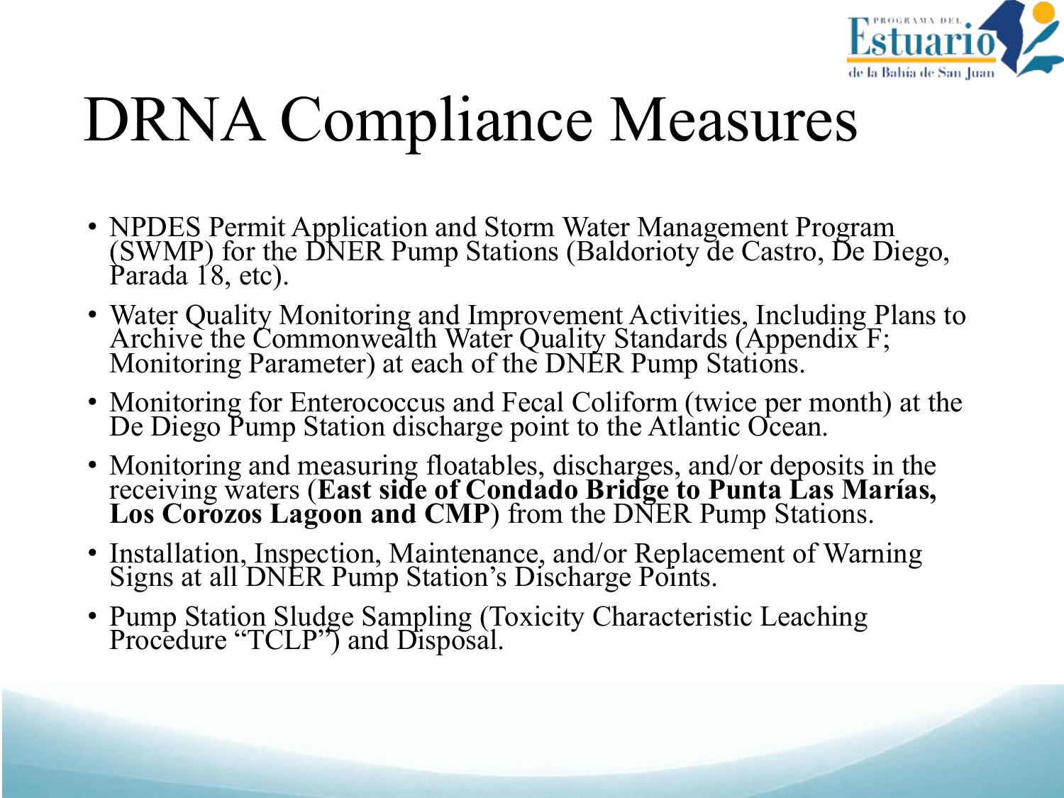# DRNA Compliance Measures

- NPDES Permit Application and Storm Water Management Program (SWMP) for the DNER Pump Stations (Baldorioty de Castro, De Diego, Parada 18, etc).
- Water Quality Monitoring and Improvement Activities, Including Plans to Archive the Commonwealth Water Quality Standards (Appendix F; Monitoring Parameter) at each of the DNER Pump Stations.
- Monitoring for Enterococcus and Fecal Coliform (twice per month) at the De Diego Pump Station discharge point to the Atlantic Ocean.
- Monitoring and measuring floatables, discharges, and/or deposits in the receiving waters (**East side of Condado Bridge to Punta Las Marías, Los Corozos Lagoon and CMP**) from the DNER Pump Stations.
- Installation, Inspection, Maintenance, and/or Replacement of Warning Signs at all DNER Pump Station's Discharge Points.
- Pump Station Sludge Sampling (Toxicity Characteristic Leaching Procedure "TCLP") and Disposal.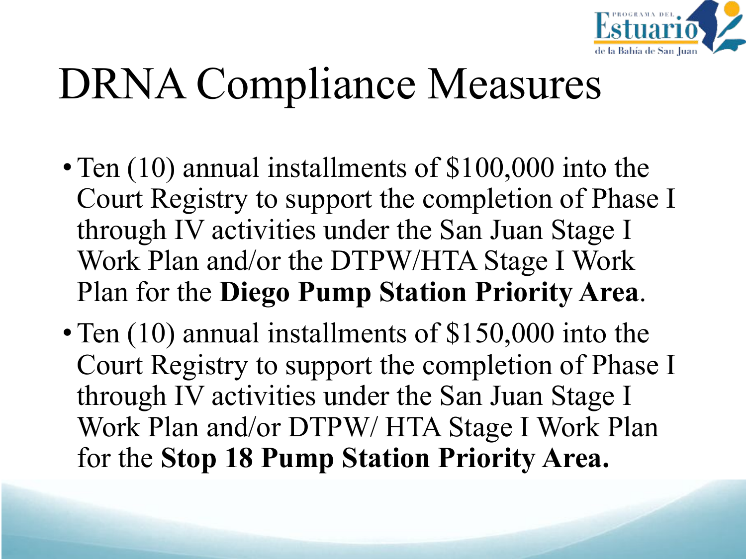# DRNA Compliance Measures

- Ten (10) annual installments of $100,000 into the Court Registry to support the completion of Phase I through IV activities under the San Juan Stage I Work Plan and/or the DTPW/HTA Stage I Work Plan for the **Diego Pump Station Priority Area**.
- Ten (10) annual installments of $150,000 into the Court Registry to support the completion of Phase I through IV activities under the San Juan Stage I Work Plan and/or DTPW/ HTA Stage I Work Plan for the **Stop 18 Pump Station Priority Area.**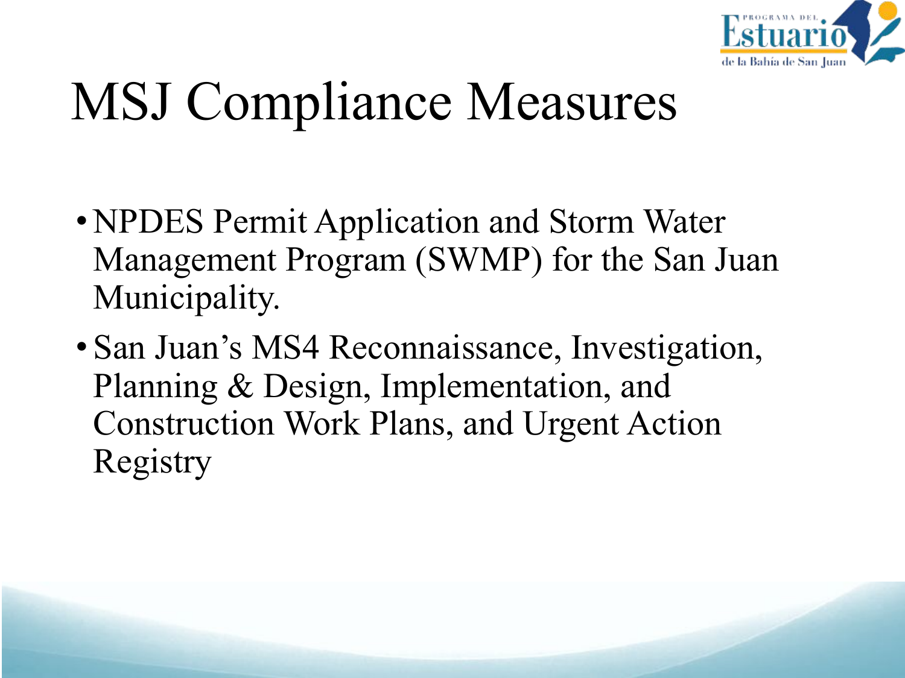# MSJ Compliance Measures

- NPDES Permit Application and Storm Water Management Program (SWMP) for the San Juan Municipality.
- San Juan's MS4 Reconnaissance, Investigation, Planning & Design, Implementation, and Construction Work Plans, and Urgent Action Registry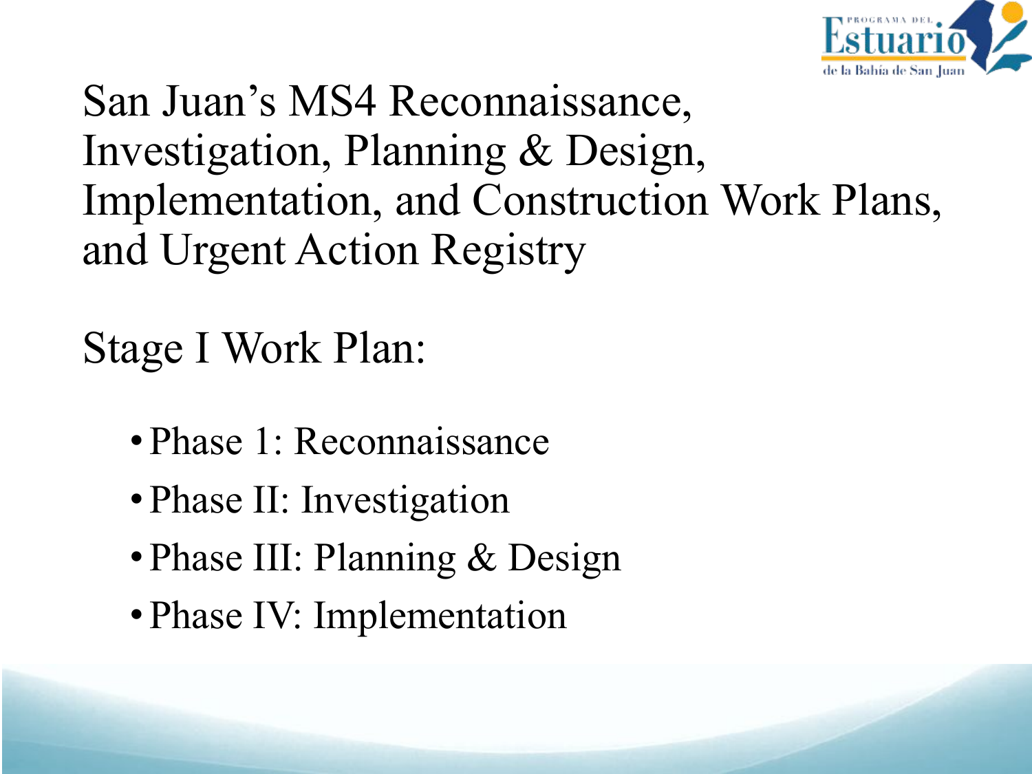# San Juan's MS4 Reconnaissance, Investigation, Planning & Design, Implementation, and Construction Work Plans, and Urgent Action Registry

## Stage I Work Plan:

- Phase 1: Reconnaissance
- Phase II: Investigation
- Phase III: Planning & Design
- Phase IV: Implementation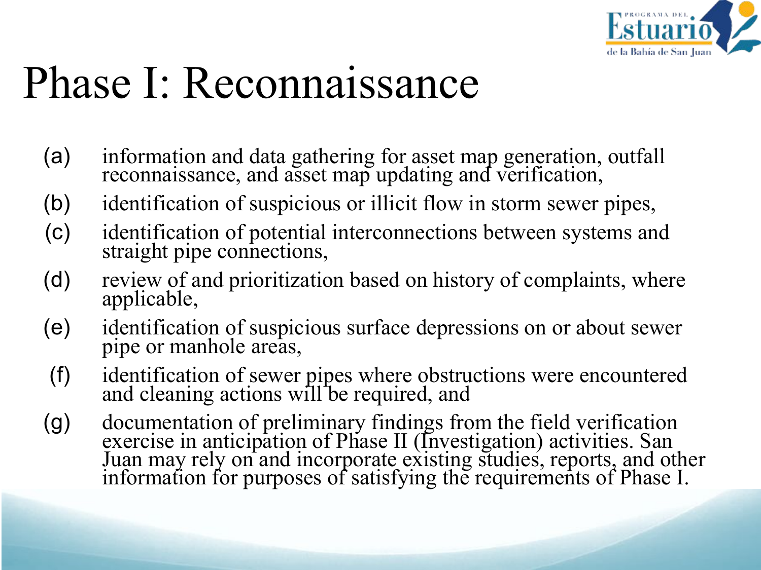# Phase I: Reconnaissance

(a) information and data gathering for asset map generation, outfall reconnaissance, and asset map updating and verification,

(b) identification of suspicious or illicit flow in storm sewer pipes,

(c) identification of potential interconnections between systems and straight pipe connections,

(d) review of and prioritization based on history of complaints, where applicable,

(e) identification of suspicious surface depressions on or about sewer pipe or manhole areas,

(f) identification of sewer pipes where obstructions were encountered and cleaning actions will be required, and

(g) documentation of preliminary findings from the field verification exercise in anticipation of Phase II (Investigation) activities. San Juan may rely on and incorporate existing studies, reports, and other information for purposes of satisfying the requirements of Phase I.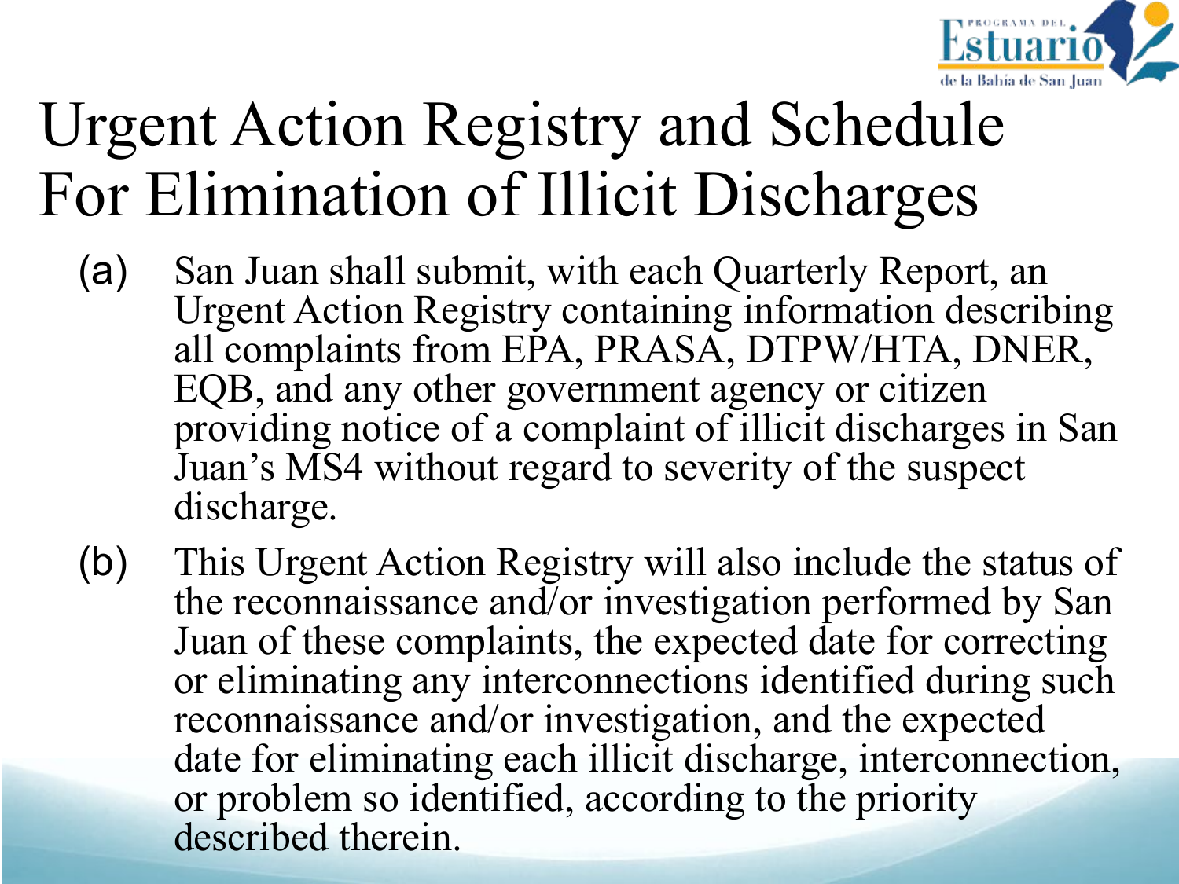# Urgent Action Registry and Schedule For Elimination of Illicit Discharges

(a) San Juan shall submit, with each Quarterly Report, an Urgent Action Registry containing information describing all complaints from EPA, PRASA, DTPW/HTA, DNER, EQB, and any other government agency or citizen providing notice of a complaint of illicit discharges in San Juan's MS4 without regard to severity of the suspect discharge.

(b) This Urgent Action Registry will also include the status of the reconnaissance and/or investigation performed by San Juan of these complaints, the expected date for correcting or eliminating any interconnections identified during such reconnaissance and/or investigation, and the expected date for eliminating each illicit discharge, interconnection, or problem so identified, according to the priority described therein.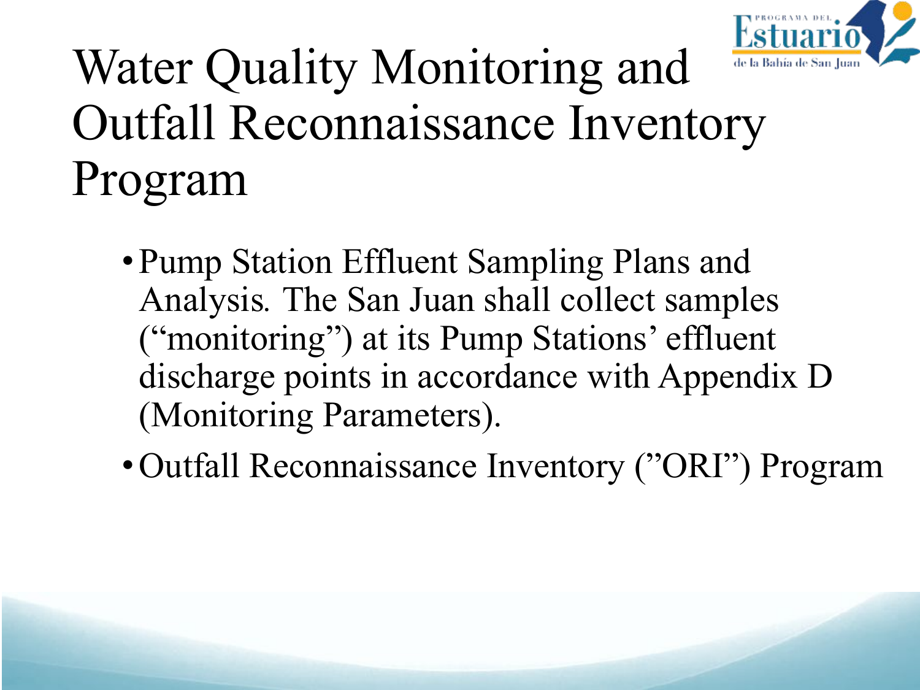# Water Quality Monitoring and Outfall Reconnaissance Inventory Program

- Pump Station Effluent Sampling Plans and Analysis. The San Juan shall collect samples ("monitoring") at its Pump Stations' effluent discharge points in accordance with Appendix D (Monitoring Parameters).
- Outfall Reconnaissance Inventory ("ORI") Program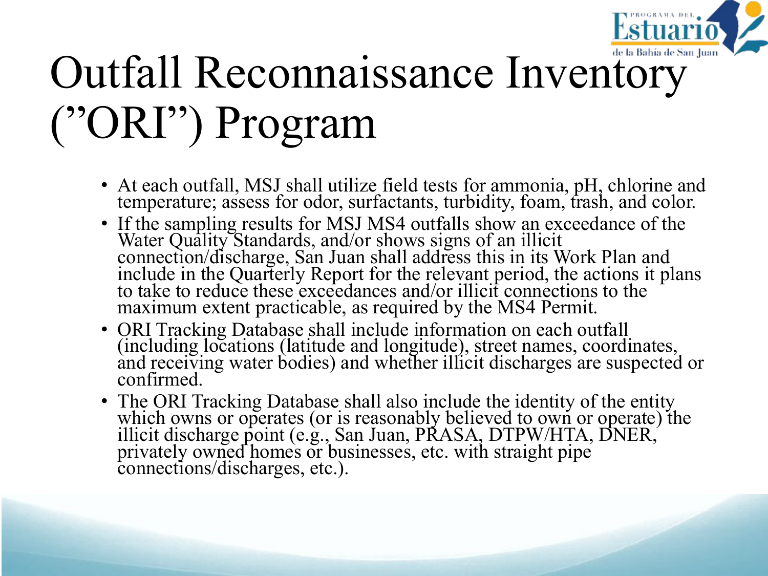# Outfall Reconnaissance Inventory ("ORI") Program

- At each outfall, MSJ shall utilize field tests for ammonia, pH, chlorine and temperature; assess for odor, surfactants, turbidity, foam, trash, and color.
- If the sampling results for MSJ MS4 outfalls show an exceedance of the Water Quality Standards, and/or shows signs of an illicit connection/discharge, San Juan shall address this in its Work Plan and include in the Quarterly Report for the relevant period, the actions it plans to take to reduce these exceedances and/or illicit connections to the maximum extent practicable, as required by the MS4 Permit.
- ORI Tracking Database shall include information on each outfall (including locations (latitude and longitude), street names, coordinates, and receiving water bodies) and whether illicit discharges are suspected or confirmed.
- The ORI Tracking Database shall also include the identity of the entity which owns or operates (or is reasonably believed to own or operate) the illicit discharge point (e.g., San Juan, PRASA, DTPW/HTA, DNER, privately owned homes or businesses, etc. with straight pipe connections/discharges, etc.).